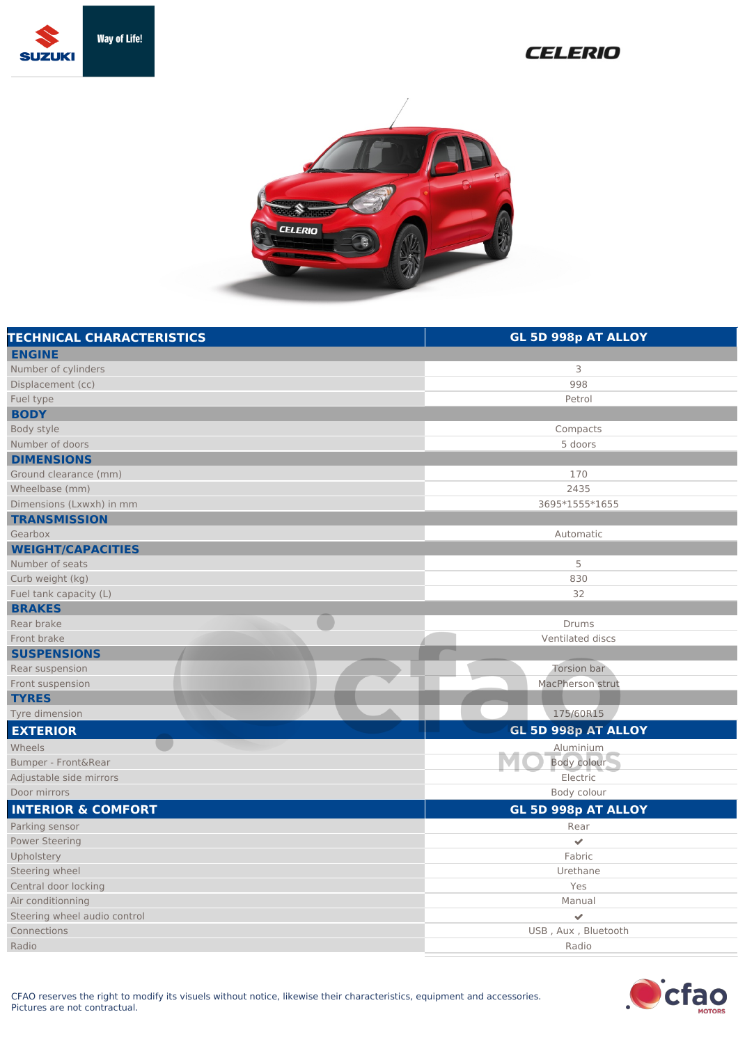Way of Life!

# CELERIO

| TECHNICAL CHARACTERISTICS | GL 5D 998p AT ALLOY |
|---|---|
| **ENGINE** | |
| Number of cylinders | 3 |
| Displacement (cc) | 998 |
| Fuel type | Petrol |
| **BODY** | |
| Body style | Compacts |
| Number of doors | 5 doors |
| **DIMENSIONS** | |
| Ground clearance (mm) | 170 |
| Wheelbase (mm) | 2435 |
| Dimensions (Lxwxh) in mm | 3695*1555*1655 |
| **TRANSMISSION** | |
| Gearbox | Automatic |
| **WEIGHT/CAPACITIES** | |
| Number of seats | 5 |
| Curb weight (kg) | 830 |
| Fuel tank capacity (L) | 32 |
| **BRAKES** | |
| Rear brake | Drums |
| Front brake | Ventilated discs |
| **SUSPENSIONS** | |
| Rear suspension | Torsion bar |
| Front suspension | MacPherson strut |
| **TYRES** | |
| Tyre dimension | 175/60R15 |

| EXTERIOR | GL 5D 998p AT ALLOY |
|---|---|
| Wheels | Aluminium |
| Bumper - Front&Rear | Body colour |
| Adjustable side mirrors | Electric |
| Door mirrors | Body colour |

| INTERIOR & COMFORT | GL 5D 998p AT ALLOY |
|---|---|
| Parking sensor | Rear |
| Power Steering | ✔ |
| Upholstery | Fabric |
| Steering wheel | Urethane |
| Central door locking | Yes |
| Air conditionning | Manual |
| Steering wheel audio control | ✔ |
| Connections | USB , Aux , Bluetooth |
| Radio | Radio |

CFAO reserves the right to modify its visuals without notice, likewise their characteristics, equipment and accessories.
Pictures are not contractual.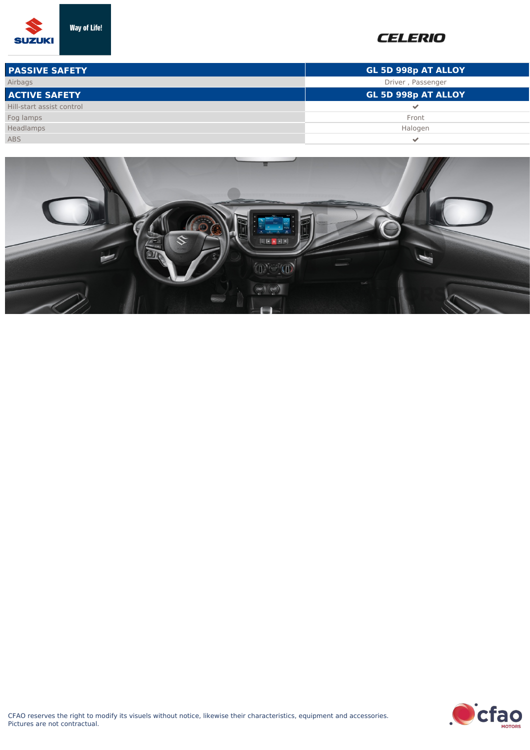| PASSIVE SAFETY | GL 5D 998p AT ALLOY |
| --- | --- |
| Airbags | Driver , Passenger |

| ACTIVE SAFETY | GL 5D 998p AT ALLOY |
| --- | --- |
| Hill-start assist control | ✔ |
| Fog lamps | Front |
| Headlamps | Halogen |
| ABS | ✔ |

CFAO reserves the right to modify its visuals without notice, likewise their characteristics, equipment and accessories.
Pictures are not contractual.